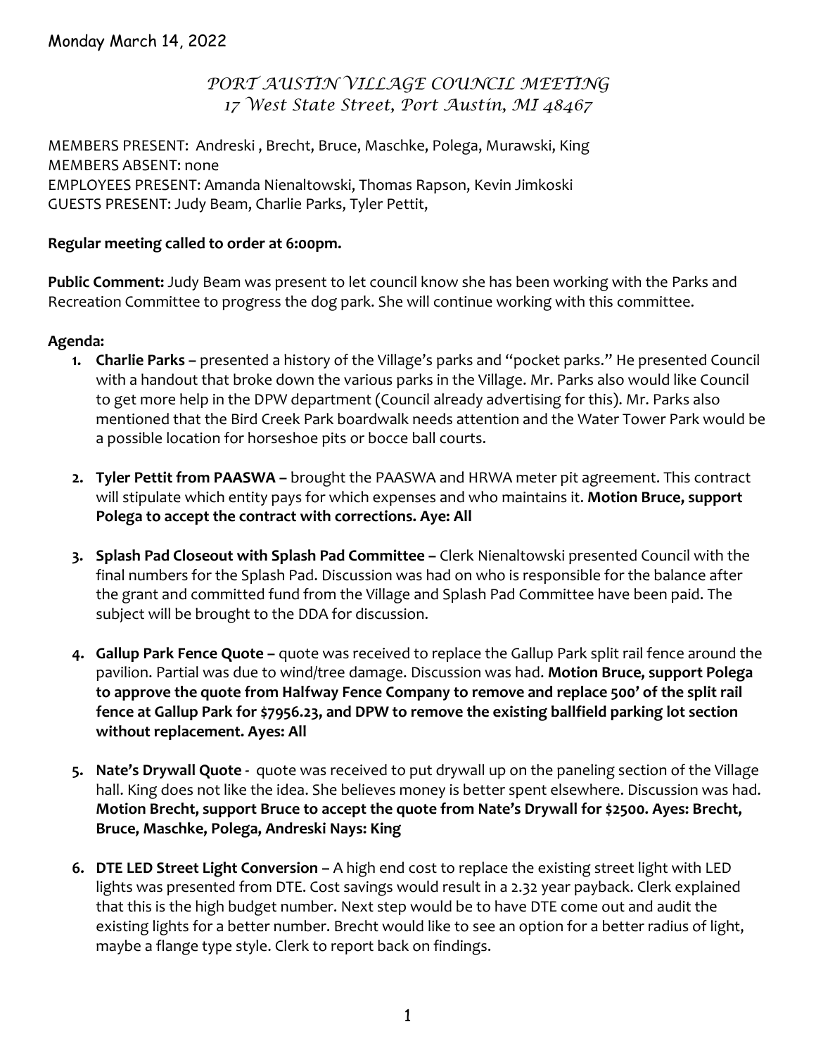Monday March 14, 2022

# *PORT AUSTIN VILLAGE COUNCIL MEETING*
## *17 West State Street, Port Austin, MI 48467*

MEMBERS PRESENT: Andreski , Brecht, Bruce, Maschke, Polega, Murawski, King
MEMBERS ABSENT: none
EMPLOYEES PRESENT: Amanda Nienaltowski, Thomas Rapson, Kevin Jimkoski
GUESTS PRESENT: Judy Beam, Charlie Parks, Tyler Pettit,

**Regular meeting called to order at 6:00pm.**

**Public Comment:** Judy Beam was present to let council know she has been working with the Parks and Recreation Committee to progress the dog park. She will continue working with this committee.

**Agenda:**

1. **Charlie Parks –** presented a history of the Village's parks and "pocket parks." He presented Council with a handout that broke down the various parks in the Village. Mr. Parks also would like Council to get more help in the DPW department (Council already advertising for this). Mr. Parks also mentioned that the Bird Creek Park boardwalk needs attention and the Water Tower Park would be a possible location for horseshoe pits or bocce ball courts.

2. **Tyler Pettit from PAASWA –** brought the PAASWA and HRWA meter pit agreement. This contract will stipulate which entity pays for which expenses and who maintains it. **Motion Bruce, support Polega to accept the contract with corrections. Aye: All**

3. **Splash Pad Closeout with Splash Pad Committee –** Clerk Nienaltowski presented Council with the final numbers for the Splash Pad. Discussion was had on who is responsible for the balance after the grant and committed fund from the Village and Splash Pad Committee have been paid. The subject will be brought to the DDA for discussion.

4. **Gallup Park Fence Quote –** quote was received to replace the Gallup Park split rail fence around the pavilion. Partial was due to wind/tree damage. Discussion was had. **Motion Bruce, support Polega to approve the quote from Halfway Fence Company to remove and replace 500' of the split rail fence at Gallup Park for $7956.23, and DPW to remove the existing ballfield parking lot section without replacement. Ayes: All**

5. **Nate's Drywall Quote** - quote was received to put drywall up on the paneling section of the Village hall. King does not like the idea. She believes money is better spent elsewhere. Discussion was had. **Motion Brecht, support Bruce to accept the quote from Nate's Drywall for $2500. Ayes: Brecht, Bruce, Maschke, Polega, Andreski Nays: King**

6. **DTE LED Street Light Conversion –** A high end cost to replace the existing street light with LED lights was presented from DTE. Cost savings would result in a 2.32 year payback. Clerk explained that this is the high budget number. Next step would be to have DTE come out and audit the existing lights for a better number. Brecht would like to see an option for a better radius of light, maybe a flange type style. Clerk to report back on findings.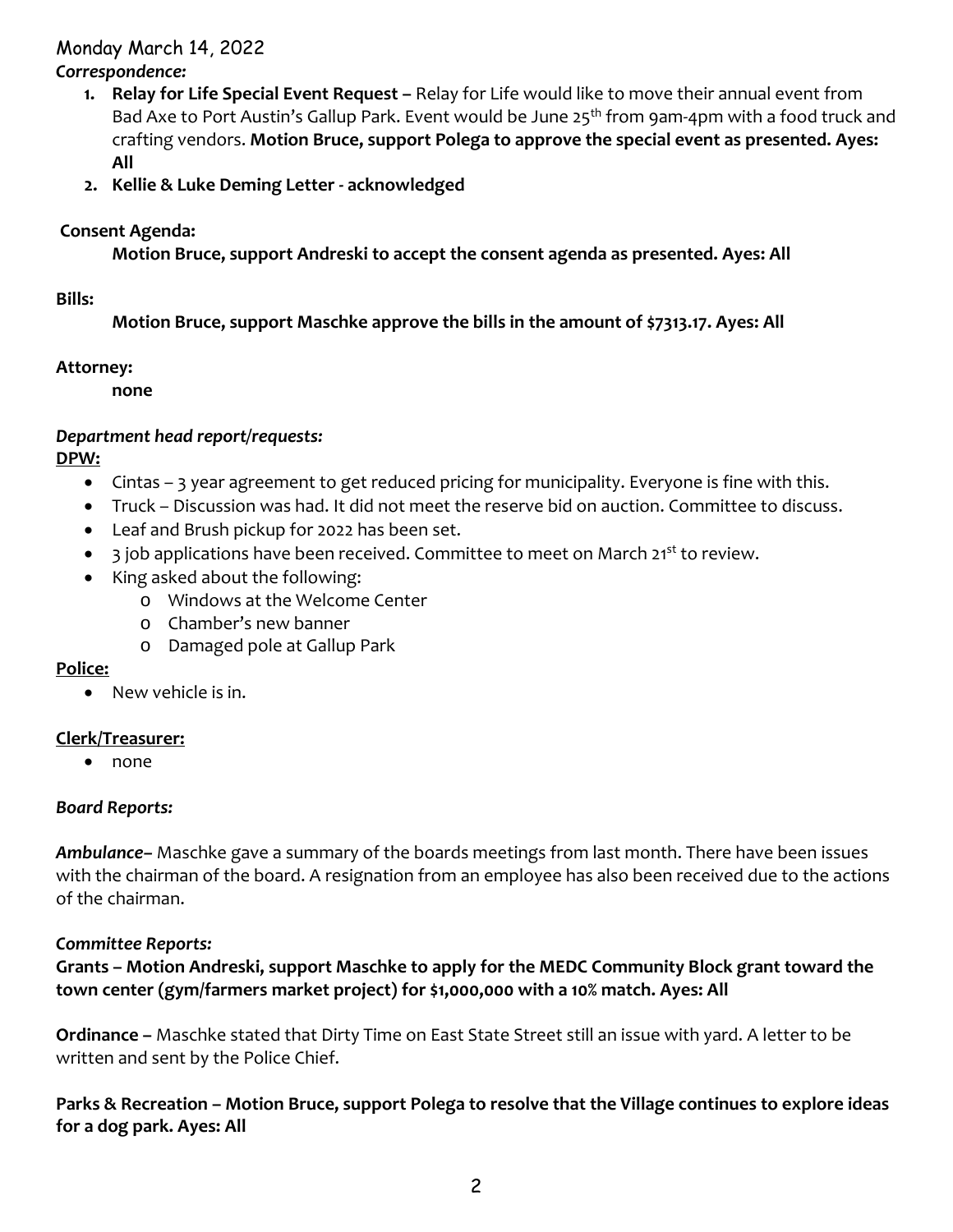Monday March 14, 2022

***Correspondence:***

1. **Relay for Life Special Event Request –** Relay for Life would like to move their annual event from Bad Axe to Port Austin's Gallup Park. Event would be June 25th from 9am-4pm with a food truck and crafting vendors. **Motion Bruce, support Polega to approve the special event as presented. Ayes: All**
2. **Kellie & Luke Deming Letter - acknowledged**

**Consent Agenda:**

**Motion Bruce, support Andreski to accept the consent agenda as presented. Ayes: All**

**Bills:**

**Motion Bruce, support Maschke approve the bills in the amount of $7313.17. Ayes: All**

**Attorney:**

**none**

***Department head report/requests:***

**DPW:**

- Cintas – 3 year agreement to get reduced pricing for municipality. Everyone is fine with this.
- Truck – Discussion was had. It did not meet the reserve bid on auction. Committee to discuss.
- Leaf and Brush pickup for 2022 has been set.
- 3 job applications have been received. Committee to meet on March 21st to review.
- King asked about the following:
  - Windows at the Welcome Center
  - Chamber's new banner
  - Damaged pole at Gallup Park

**Police:**

- New vehicle is in.

**Clerk/Treasurer:**

- none

***Board Reports:***

***Ambulance***– Maschke gave a summary of the boards meetings from last month. There have been issues with the chairman of the board. A resignation from an employee has also been received due to the actions of the chairman.

***Committee Reports:***

**Grants – Motion Andreski, support Maschke to apply for the MEDC Community Block grant toward the town center (gym/farmers market project) for $1,000,000 with a 10% match. Ayes: All**

**Ordinance –** Maschke stated that Dirty Time on East State Street still an issue with yard. A letter to be written and sent by the Police Chief.

**Parks & Recreation – Motion Bruce, support Polega to resolve that the Village continues to explore ideas for a dog park. Ayes: All**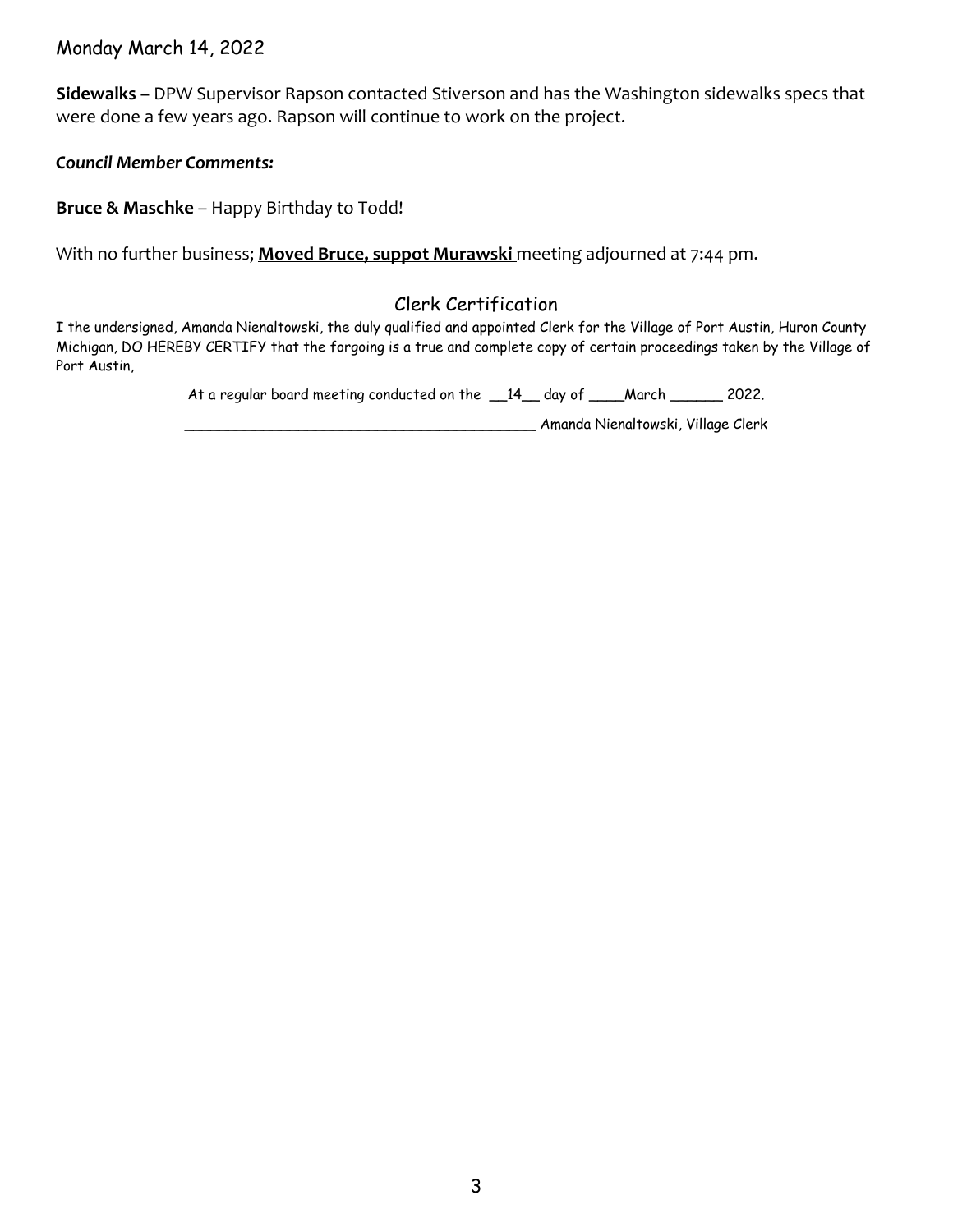Monday March 14, 2022

**Sidewalks –** DPW Supervisor Rapson contacted Stiverson and has the Washington sidewalks specs that were done a few years ago. Rapson will continue to work on the project.

***Council Member Comments:***

**Bruce & Maschke** – Happy Birthday to Todd!

With no further business; **Moved Bruce, suppot Murawski** meeting adjourned at 7:44 pm.

## Clerk Certification

I the undersigned, Amanda Nienaltowski, the duly qualified and appointed Clerk for the Village of Port Austin, Huron County Michigan, DO HEREBY CERTIFY that the forgoing is a true and complete copy of certain proceedings taken by the Village of Port Austin,

At a regular board meeting conducted on the __14__ day of ____March ______ 2022.

__________________________________________ Amanda Nienaltowski, Village Clerk